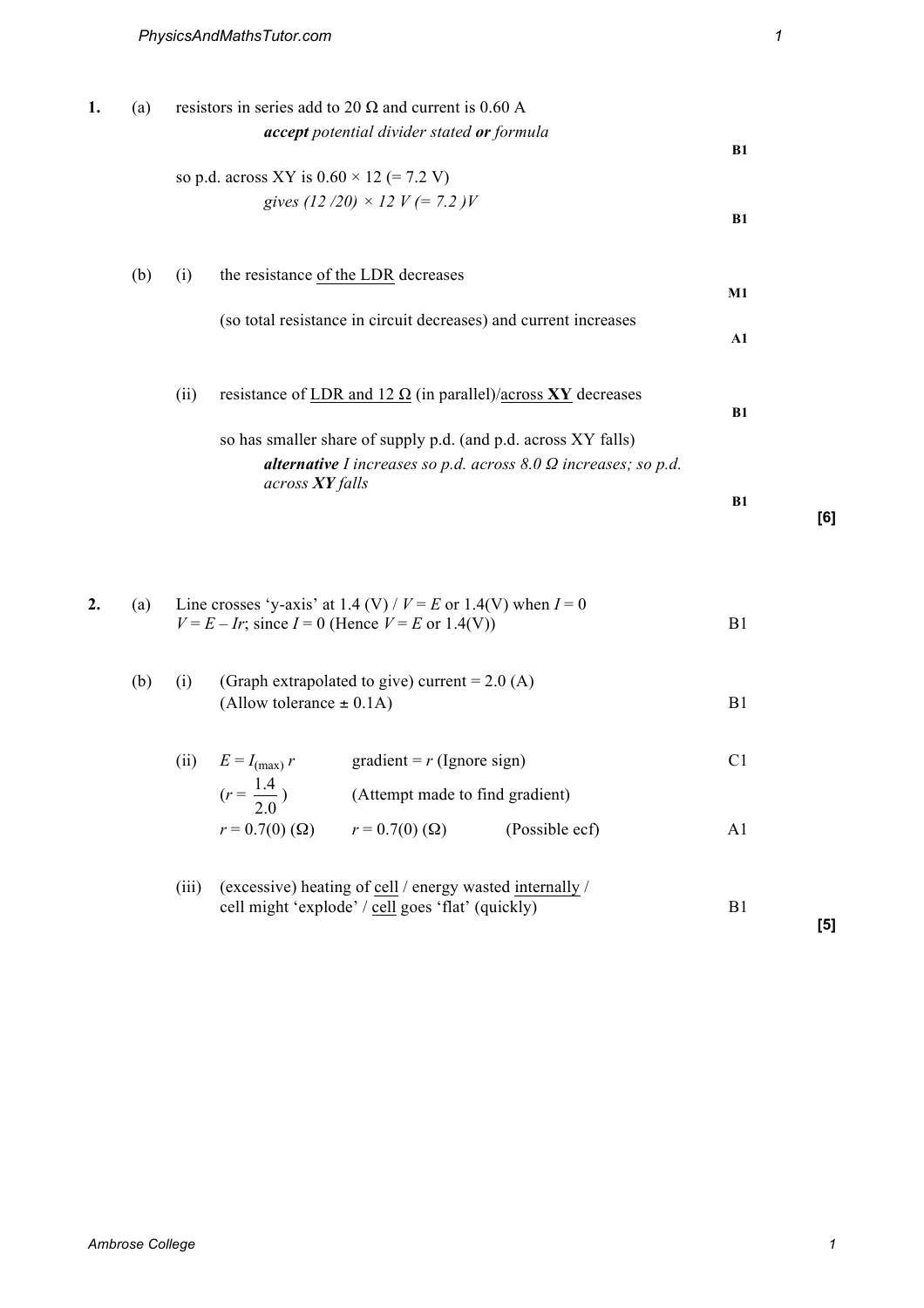**1.** (a) resistors in series add to 20 Ω and current is 0.60 A

*__accept__ potential divider stated __or__ formula* **B1**

so p.d. across XY is 0.60 × 12 (= 7.2 V)

*gives (12 /20) × 12 V (= 7.2 )V* **B1**

(b) (i) the resistance of the LDR decreases **M1**

(so total resistance in circuit decreases) and current increases **A1**

(ii) resistance of LDR and 12 Ω (in parallel)/across **XY** decreases **B1**

so has smaller share of supply p.d. (and p.d. across XY falls)

*__alternative__ I increases so p.d. across 8.0 Ω increases; so p.d. across __XY__ falls* **B1**

**[6]**

**2.** (a) Line crosses 'y-axis' at 1.4 (V) / $V = E$ or 1.4(V) when $I = 0$

$V = E - Ir$; since $I = 0$ (Hence $V = E$ or 1.4(V)) B1

(b) (i) (Graph extrapolated to give) current = 2.0 (A)

(Allow tolerance ± 0.1A) B1

(ii) $E = I_{(max)}\,r$ gradient = $r$ (Ignore sign) C1

($r = \dfrac{1.4}{2.0}$) (Attempt made to find gradient)

$r = 0.7(0)$ (Ω) $r = 0.7(0)$ (Ω) (Possible ecf) A1

(iii) (excessive) heating of cell / energy wasted internally / cell might 'explode' / cell goes 'flat' (quickly) B1

**[5]**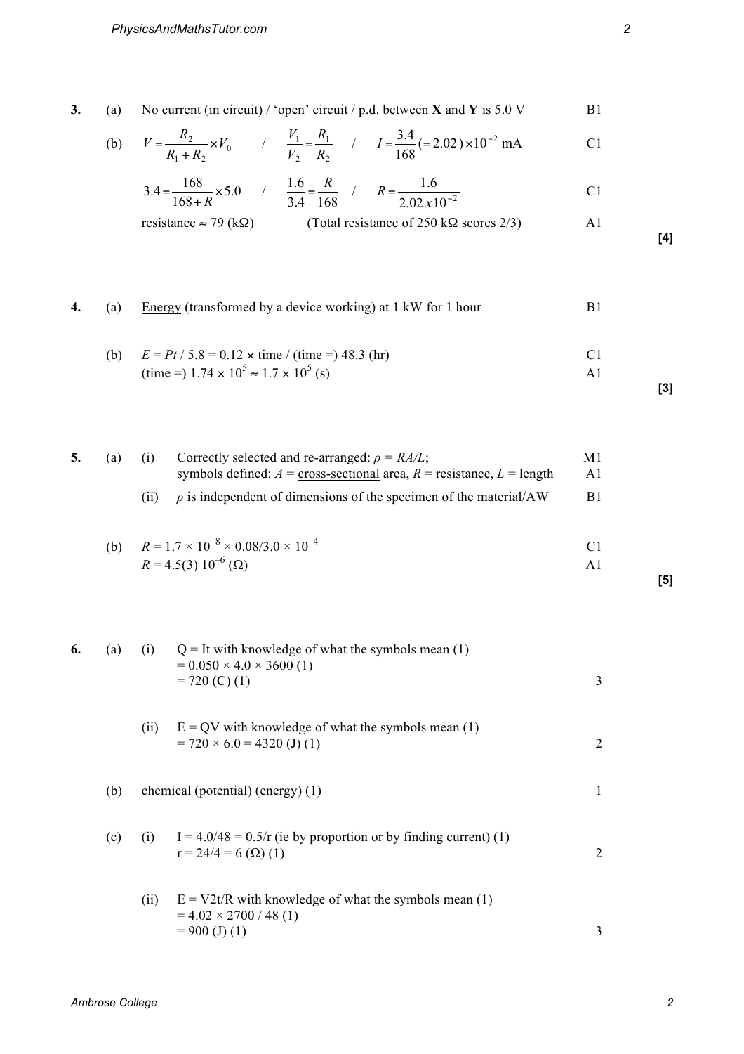**3.** (a) No current (in circuit) / 'open' circuit / p.d. between **X** and **Y** is 5.0 V — B1

(b) $V = \dfrac{R_2}{R_1 + R_2} \times V_0$ / $\dfrac{V_1}{V_2} = \dfrac{R_1}{R_2}$ / $I = \dfrac{3.4}{168} (= 2.02) \times 10^{-2}$ mA — C1

$3.4 = \dfrac{168}{168 + R} \times 5.0$ / $\dfrac{1.6}{3.4} = \dfrac{R}{168}$ / $R = \dfrac{1.6}{2.02\,x\,10^{-2}}$ — C1

resistance ≈ 79 (kΩ) (Total resistance of 250 kΩ scores 2/3) — A1

**[4]**

**4.** (a) Energy (transformed by a device working) at 1 kW for 1 hour — B1

(b) $E = Pt$ / 5.8 = 0.12 × time / (time =) 48.3 (hr) — C1

(time =) $1.74 \times 10^5 \approx 1.7 \times 10^5$ (s) — A1

**[3]**

**5.** (a) (i) Correctly selected and re-arranged: $\rho = RA/L$; — M1

symbols defined: $A$ = cross-sectional area, $R$ = resistance, $L$ = length — A1

(ii) $\rho$ is independent of dimensions of the specimen of the material/AW — B1

(b) $R = 1.7 \times 10^{-8} \times 0.08/3.0 \times 10^{-4}$ — C1

$R = 4.5(3)\ 10^{-6}$ (Ω) — A1

**[5]**

**6.** (a) (i) Q = It with knowledge of what the symbols mean (1)

= 0.050 × 4.0 × 3600 (1)

= 720 (C) (1) — 3

(ii) E = QV with knowledge of what the symbols mean (1)

= 720 × 6.0 = 4320 (J) (1) — 2

(b) chemical (potential) (energy) (1) — 1

(c) (i) I = 4.0/48 = 0.5/r (ie by proportion or by finding current) (1)

r = 24/4 = 6 (Ω) (1) — 2

(ii) E = V2t/R with knowledge of what the symbols mean (1)

= 4.02 × 2700 / 48 (1)

= 900 (J) (1) — 3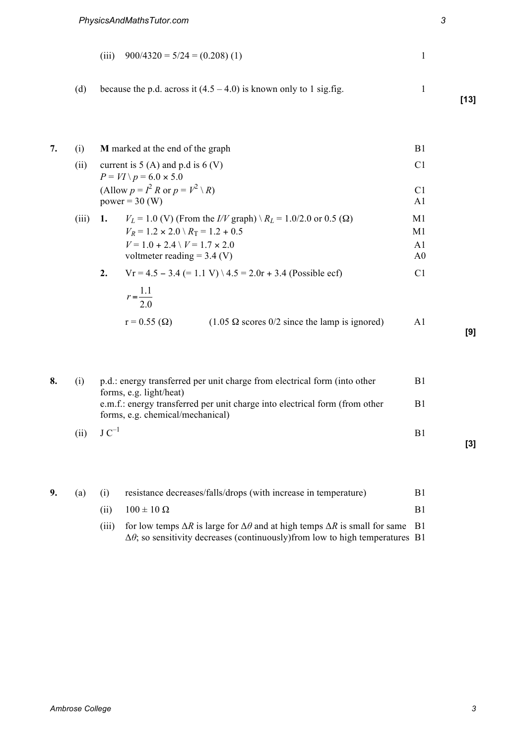(iii) $900/4320 = 5/24 = (0.208)$ (1) 1

(d) because the p.d. across it $(4.5 - 4.0)$ is known only to 1 sig.fig. 1

**[13]**

**7.** (i) **M** marked at the end of the graph B1

(ii) current is 5 (A) and p.d is 6 (V) C1
$P = VI \setminus p = 6.0 \times 5.0$
(Allow $p = I^2 R$ or $p = V^2 \setminus R$) C1
power = 30 (W) A1

(iii) **1.** $V_L = 1.0$ (V) (From the $I/V$ graph) $\setminus R_L = 1.0/2.0$ or 0.5 (Ω) M1
$V_R = 1.2 \times 2.0 \setminus R_T = 1.2 + 0.5$ M1
$V = 1.0 + 2.4 \setminus V = 1.7 \times 2.0$ A1
voltmeter reading = 3.4 (V) A0

**2.** $Vr = 4.5 - 3.4$ (= 1.1 V) $\setminus 4.5 = 2.0r + 3.4$ (Possible ecf) C1

$$r = \frac{1.1}{2.0}$$

r = 0.55 (Ω) (1.05 Ω scores 0/2 since the lamp is ignored) A1

**[9]**

**8.** (i) p.d.: energy transferred per unit charge from electrical form (into other forms, e.g. light/heat) B1
e.m.f.: energy transferred per unit charge into electrical form (from other forms, e.g. chemical/mechanical) B1

(ii) $J\,C^{-1}$ B1

**[3]**

**9.** (a) (i) resistance decreases/falls/drops (with increase in temperature) B1

(ii) $100 \pm 10$ Ω B1

(iii) for low temps $\Delta R$ is large for $\Delta\theta$ and at high temps $\Delta R$ is small for same $\Delta\theta$; B1
so sensitivity decreases (continuously)from low to high temperatures B1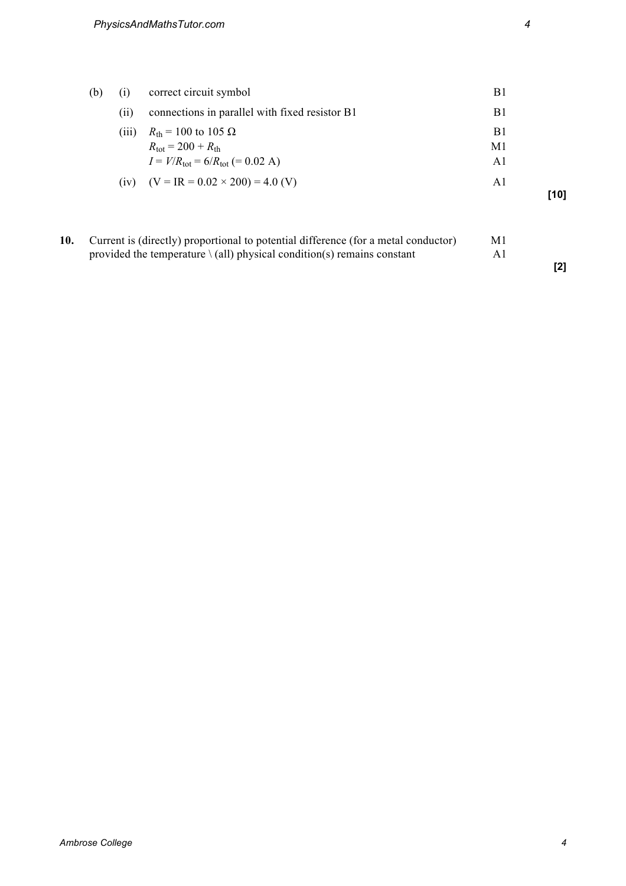| | | | | |
|---|---|---|---|---|
| (b) | (i) | correct circuit symbol | B1 | |
| | (ii) | connections in parallel with fixed resistor B1 | B1 | |
| | (iii) | $R_{th}$ = 100 to 105 Ω | B1 | |
| | | $R_{tot} = 200 + R_{th}$ | M1 | |
| | | $I = V/R_{tot} = 6/R_{tot}$ (= 0.02 A) | A1 | |
| | (iv) | (V = IR = 0.02 × 200) = 4.0 (V) | A1 | |
| | | | | **[10]** |

**10.** Current is (directly) proportional to potential difference (for a metal conductor) M1
provided the temperature \ (all) physical condition(s) remains constant A1

**[2]**